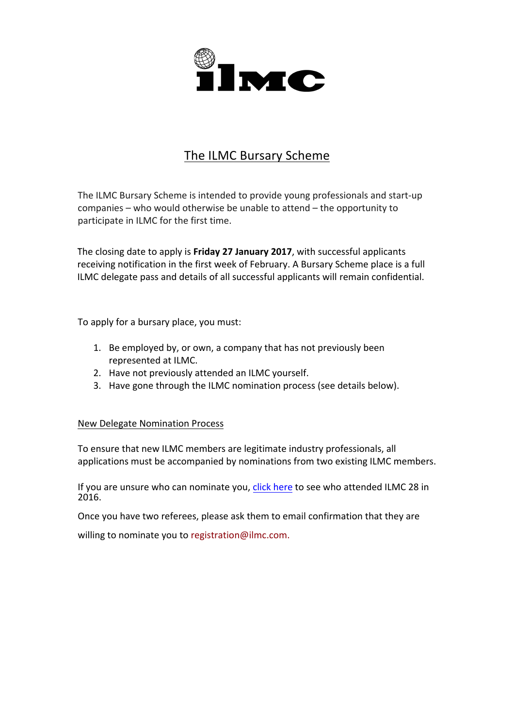ilmc

# The ILMC Bursary Scheme

The ILMC Bursary Scheme is intended to provide young professionals and start-up companies – who would otherwise be unable to attend – the opportunity to participate in ILMC for the first time.

The closing date to apply is **Friday 27 January 2017**, with successful applicants receiving notification in the first week of February. A Bursary Scheme place is a full ILMC delegate pass and details of all successful applicants will remain confidential.

To apply for a bursary place, you must:

1. Be employed by, or own, a company that has not previously been represented at ILMC.
2. Have not previously attended an ILMC yourself.
3. Have gone through the ILMC nomination process (see details below).

## New Delegate Nomination Process

To ensure that new ILMC members are legitimate industry professionals, all applications must be accompanied by nominations from two existing ILMC members.

If you are unsure who can nominate you, click here to see who attended ILMC 28 in 2016.

Once you have two referees, please ask them to email confirmation that they are willing to nominate you to registration@ilmc.com.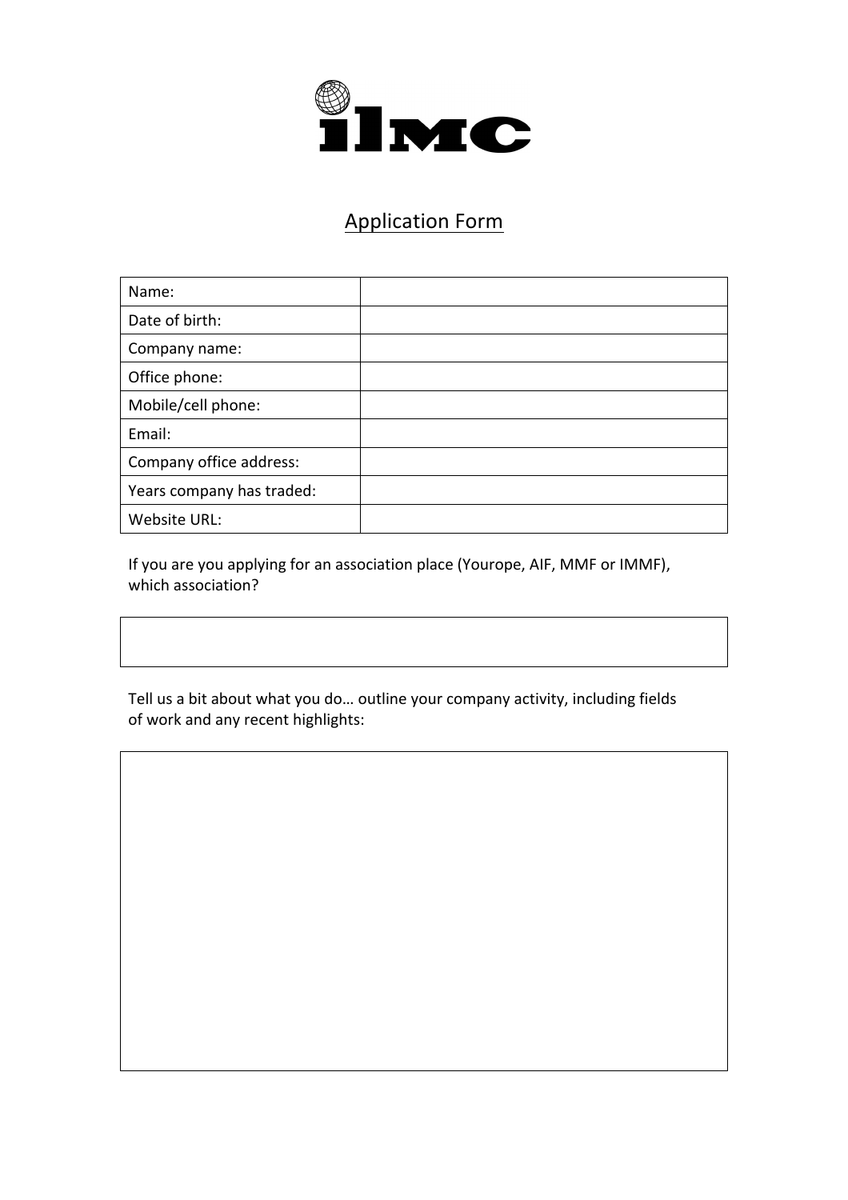ilmc

## Application Form

| Name: | |
|---|---|
| Date of birth: | |
| Company name: | |
| Office phone: | |
| Mobile/cell phone: | |
| Email: | |
| Company office address: | |
| Years company has traded: | |
| Website URL: | |

If you are you applying for an association place (Yourope, AIF, MMF or IMMF), which association?

| |
|---|
| |

Tell us a bit about what you do… outline your company activity, including fields of work and any recent highlights:

| |
|---|
| |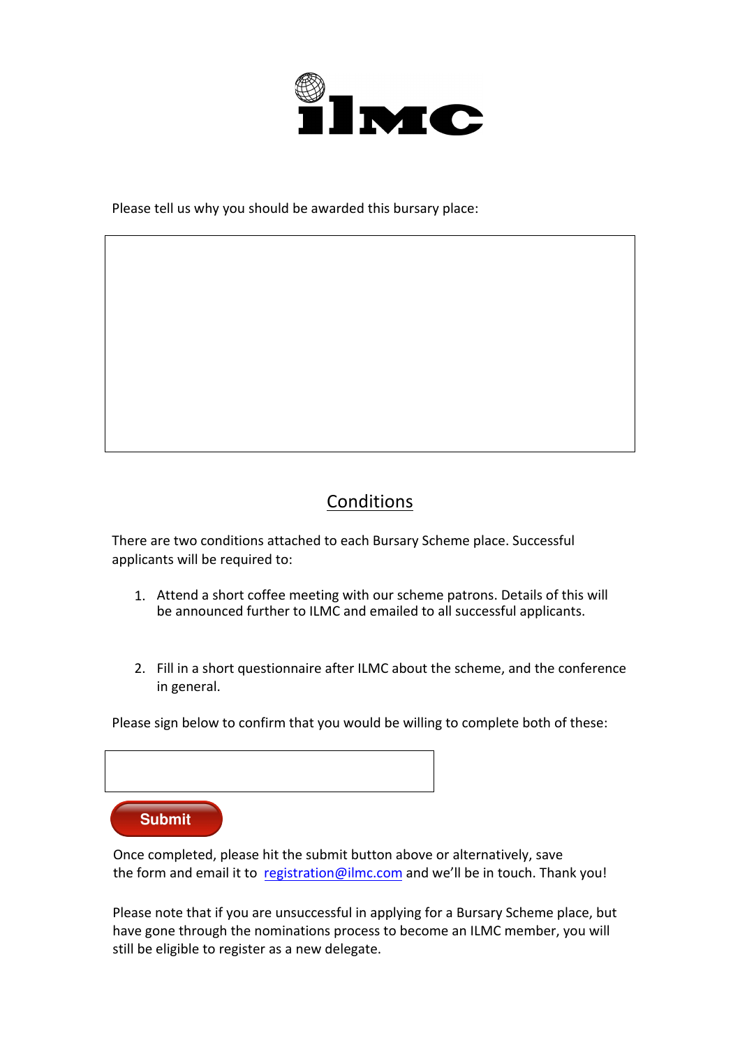Please tell us why you should be awarded this bursary place:

## Conditions

There are two conditions attached to each Bursary Scheme place. Successful applicants will be required to:

1. Attend a short coffee meeting with our scheme patrons. Details of this will be announced further to ILMC and emailed to all successful applicants.

2. Fill in a short questionnaire after ILMC about the scheme, and the conference in general.

Please sign below to confirm that you would be willing to complete both of these:

Submit

Once completed, please hit the submit button above or alternatively, save the form and email it to registration@ilmc.com and we'll be in touch. Thank you!

Please note that if you are unsuccessful in applying for a Bursary Scheme place, but have gone through the nominations process to become an ILMC member, you will still be eligible to register as a new delegate.